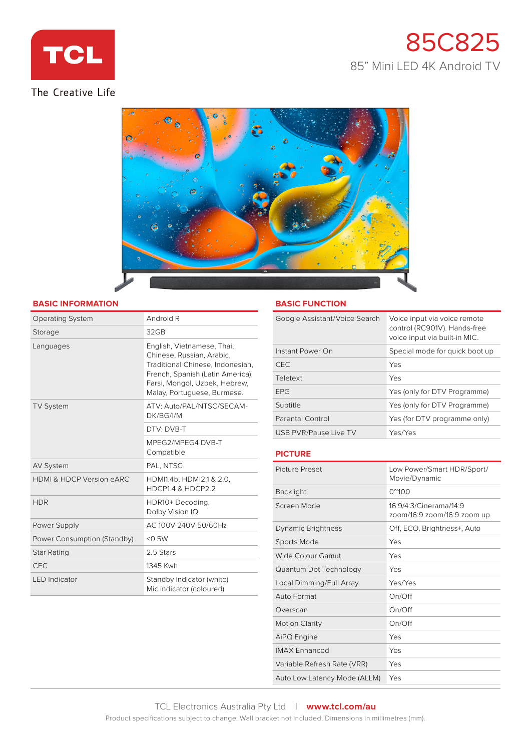TCL

The Creative Life

# 85C825

85" Mini LED 4K Android TV

## BASIC INFORMATION

| | |
|---|---|
| Operating System | Android R |
| Storage | 32GB |
| Languages | English, Vietnamese, Thai, Chinese, Russian, Arabic, Traditional Chinese, Indonesian, French, Spanish (Latin America), Farsi, Mongol, Uzbek, Hebrew, Malay, Portuguese, Burmese. |
| TV System | ATV: Auto/PAL/NTSC/SECAM-DK/BG/I/M |
| | DTV: DVB-T |
| | MPEG2/MPEG4 DVB-T Compatible |
| AV System | PAL, NTSC |
| HDMI & HDCP Version eARC | HDMI1.4b, HDMI2.1 & 2.0, HDCP1.4 & HDCP2.2 |
| HDR | HDR10+ Decoding, Dolby Vision IQ |
| Power Supply | AC 100V-240V 50/60Hz |
| Power Consumption (Standby) | <0.5W |
| Star Rating | 2.5 Stars |
| CEC | 1345 Kwh |
| LED Indicator | Standby indicator (white) Mic indicator (coloured) |

## BASIC FUNCTION

| | |
|---|---|
| Google Assistant/Voice Search | Voice input via voice remote control (RC901V). Hands-free voice input via built-in MIC. |
| Instant Power On | Special mode for quick boot up |
| CEC | Yes |
| Teletext | Yes |
| EPG | Yes (only for DTV Programme) |
| Subtitle | Yes (only for DTV Programme) |
| Parental Control | Yes (for DTV programme only) |
| USB PVR/Pause Live TV | Yes/Yes |

## PICTURE

| | |
|---|---|
| Picture Preset | Low Power/Smart HDR/Sport/ Movie/Dynamic |
| Backlight | 0~100 |
| Screen Mode | 16:9/4:3/Cinerama/14:9 zoom/16:9 zoom/16:9 zoom up |
| Dynamic Brightness | Off, ECO, Brightness+, Auto |
| Sports Mode | Yes |
| Wide Colour Gamut | Yes |
| Quantum Dot Technology | Yes |
| Local Dimming/Full Array | Yes/Yes |
| Auto Format | On/Off |
| Overscan | On/Off |
| Motion Clarity | On/Off |
| AiPQ Engine | Yes |
| IMAX Enhanced | Yes |
| Variable Refresh Rate (VRR) | Yes |
| Auto Low Latency Mode (ALLM) | Yes |

TCL Electronics Australia Pty Ltd | **www.tcl.com/au**

Product specifications subject to change. Wall bracket not included. Dimensions in millimetres (mm).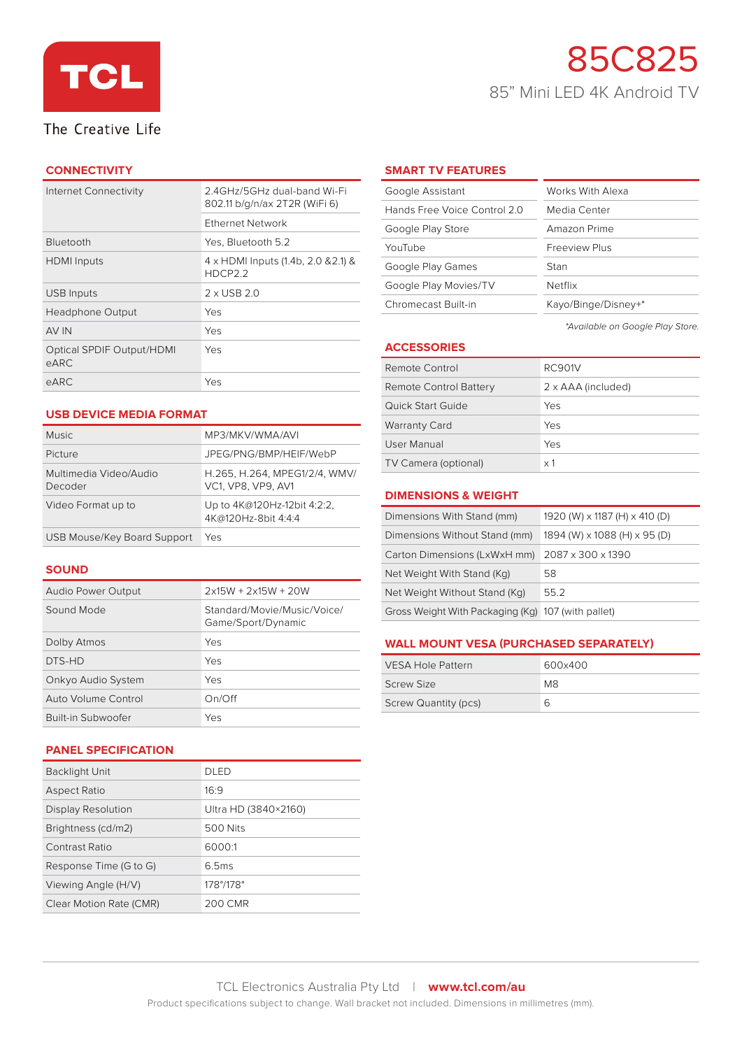# TCL

The Creative Life

# 85C825

85" Mini LED 4K Android TV

## CONNECTIVITY

| | |
|---|---|
| Internet Connectivity | 2.4GHz/5GHz dual-band Wi-Fi 802.11 b/g/n/ax 2T2R (WiFi 6) |
| | Ethernet Network |
| Bluetooth | Yes, Bluetooth 5.2 |
| HDMI Inputs | 4 x HDMI Inputs (1.4b, 2.0 &2.1) & HDCP2.2 |
| USB Inputs | 2 x USB 2.0 |
| Headphone Output | Yes |
| AV IN | Yes |
| Optical SPDIF Output/HDMI eARC | Yes |
| eARC | Yes |

## USB DEVICE MEDIA FORMAT

| | |
|---|---|
| Music | MP3/MKV/WMA/AVI |
| Picture | JPEG/PNG/BMP/HEIF/WebP |
| Multimedia Video/Audio Decoder | H.265, H.264, MPEG1/2/4, WMV/ VC1, VP8, VP9, AV1 |
| Video Format up to | Up to 4K@120Hz-12bit 4:2:2, 4K@120Hz-8bit 4:4:4 |
| USB Mouse/Key Board Support | Yes |

## SOUND

| | |
|---|---|
| Audio Power Output | 2x15W + 2x15W + 20W |
| Sound Mode | Standard/Movie/Music/Voice/ Game/Sport/Dynamic |
| Dolby Atmos | Yes |
| DTS-HD | Yes |
| Onkyo Audio System | Yes |
| Auto Volume Control | On/Off |
| Built-in Subwoofer | Yes |

## PANEL SPECIFICATION

| | |
|---|---|
| Backlight Unit | DLED |
| Aspect Ratio | 16:9 |
| Display Resolution | Ultra HD (3840×2160) |
| Brightness (cd/m2) | 500 Nits |
| Contrast Ratio | 6000:1 |
| Response Time (G to G) | 6.5ms |
| Viewing Angle (H/V) | 178°/178° |
| Clear Motion Rate (CMR) | 200 CMR |

## SMART TV FEATURES

| | |
|---|---|
| Google Assistant | Works With Alexa |
| Hands Free Voice Control 2.0 | Media Center |
| Google Play Store | Amazon Prime |
| YouTube | Freeview Plus |
| Google Play Games | Stan |
| Google Play Movies/TV | Netflix |
| Chromecast Built-in | Kayo/Binge/Disney+* |

*\*Available on Google Play Store.*

## ACCESSORIES

| | |
|---|---|
| Remote Control | RC901V |
| Remote Control Battery | 2 x AAA (included) |
| Quick Start Guide | Yes |
| Warranty Card | Yes |
| User Manual | Yes |
| TV Camera (optional) | x 1 |

## DIMENSIONS & WEIGHT

| | |
|---|---|
| Dimensions With Stand (mm) | 1920 (W) x 1187 (H) x 410 (D) |
| Dimensions Without Stand (mm) | 1894 (W) x 1088 (H) x 95 (D) |
| Carton Dimensions (LxWxH mm) | 2087 x 300 x 1390 |
| Net Weight With Stand (Kg) | 58 |
| Net Weight Without Stand (Kg) | 55.2 |
| Gross Weight With Packaging (Kg) | 107 (with pallet) |

## WALL MOUNT VESA (PURCHASED SEPARATELY)

| | |
|---|---|
| VESA Hole Pattern | 600x400 |
| Screw Size | M8 |
| Screw Quantity (pcs) | 6 |

TCL Electronics Australia Pty Ltd | **www.tcl.com/au**

Product specifications subject to change. Wall bracket not included. Dimensions in millimetres (mm).